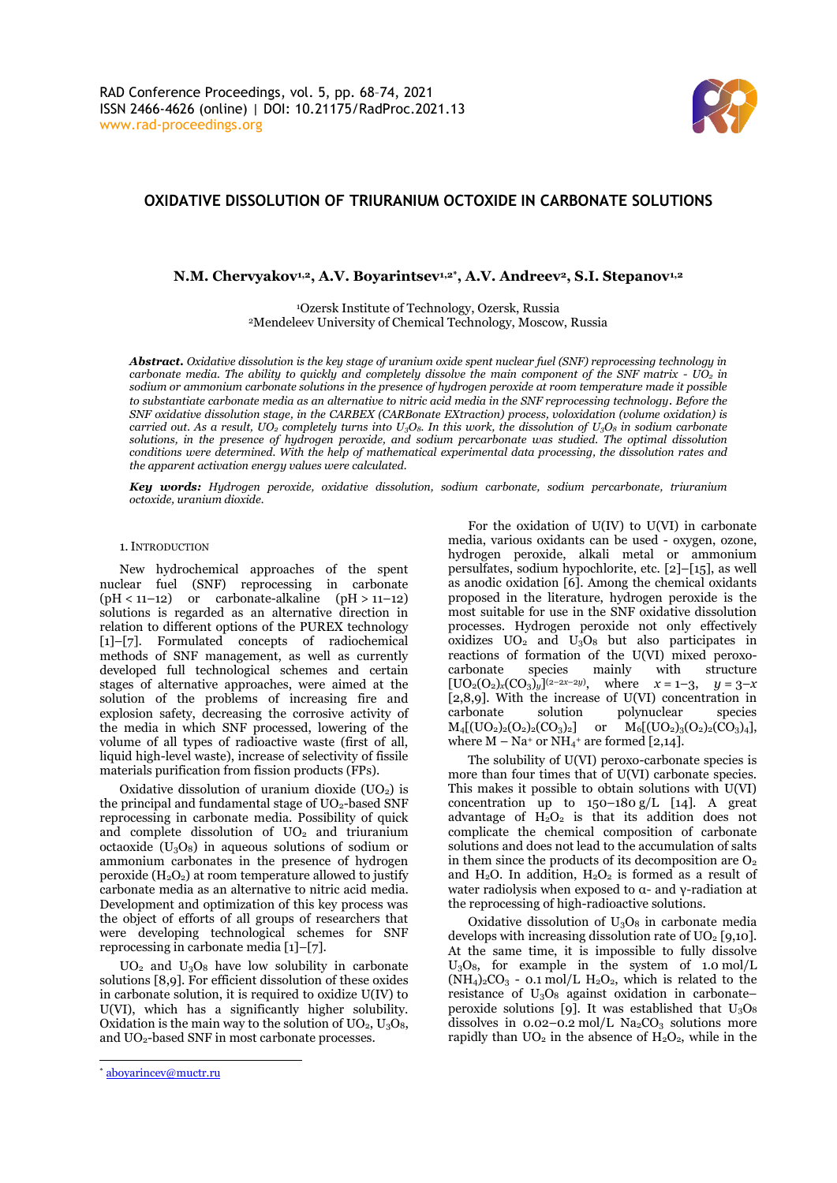# OXIDATIVE DISSOLUTION OF TRIURANIUM OCTOXIDE IN CARBONATE SOLUTIONS

**N.M. Chervyakov[1,2], A.V. Boyarintsev[1,2*], A.V. Andreev[2], S.I. Stepanov[1,2]**

[1]Ozersk Institute of Technology, Ozersk, Russia
[2]Mendeleev University of Chemical Technology, Moscow, Russia

***Abstract.*** *Oxidative dissolution is the key stage of uranium oxide spent nuclear fuel (SNF) reprocessing technology in carbonate media. The ability to quickly and completely dissolve the main component of the SNF matrix - $UO_2$ in sodium or ammonium carbonate solutions in the presence of hydrogen peroxide at room temperature made it possible to substantiate carbonate media as an alternative to nitric acid media in the SNF reprocessing technology. Before the SNF oxidative dissolution stage, in the CARBEX (CARBonate EXtraction) process, voloxidation (volume oxidation) is carried out. As a result, $UO_2$ completely turns into $U_3O_8$. In this work, the dissolution of $U_3O_8$ in sodium carbonate solutions, in the presence of hydrogen peroxide, and sodium percarbonate was studied. The optimal dissolution conditions were determined. With the help of mathematical experimental data processing, the dissolution rates and the apparent activation energy values were calculated.*

***Key words:*** *Hydrogen peroxide, oxidative dissolution, sodium carbonate, sodium percarbonate, triuranium octoxide, uranium dioxide.*

## 1. Introduction

New hydrochemical approaches of the spent nuclear fuel (SNF) reprocessing in carbonate (pH < 11–12) or carbonate-alkaline (pH > 11–12) solutions is regarded as an alternative direction in relation to different options of the PUREX technology [1]–[7]. Formulated concepts of radiochemical methods of SNF management, as well as currently developed full technological schemes and certain stages of alternative approaches, were aimed at the solution of the problems of increasing fire and explosion safety, decreasing the corrosive activity of the media in which SNF processed, lowering of the volume of all types of radioactive waste (first of all, liquid high-level waste), increase of selectivity of fissile materials purification from fission products (FPs).

Oxidative dissolution of uranium dioxide ($UO_2$) is the principal and fundamental stage of $UO_2$-based SNF reprocessing in carbonate media. Possibility of quick and complete dissolution of $UO_2$ and triuranium octaoxide ($U_3O_8$) in aqueous solutions of sodium or ammonium carbonates in the presence of hydrogen peroxide ($H_2O_2$) at room temperature allowed to justify carbonate media as an alternative to nitric acid media. Development and optimization of this key process was the object of efforts of all groups of researchers that were developing technological schemes for SNF reprocessing in carbonate media [1]–[7].

$UO_2$ and $U_3O_8$ have low solubility in carbonate solutions [8,9]. For efficient dissolution of these oxides in carbonate solution, it is required to oxidize U(IV) to U(VI), which has a significantly higher solubility. Oxidation is the main way to the solution of $UO_2$, $U_3O_8$, and $UO_2$-based SNF in most carbonate processes.

For the oxidation of U(IV) to U(VI) in carbonate media, various oxidants can be used - oxygen, ozone, hydrogen peroxide, alkali metal or ammonium persulfates, sodium hypochlorite, etc. [2]–[15], as well as anodic oxidation [6]. Among the chemical oxidants proposed in the literature, hydrogen peroxide is the most suitable for use in the SNF oxidative dissolution processes. Hydrogen peroxide not only effectively oxidizes $UO_2$ and $U_3O_8$ but also participates in reactions of formation of the U(VI) mixed peroxo-carbonate species mainly with structure $[UO_2(O_2)_x(CO_3)_y]^{(2-2x-2y)}$, where $x = 1–3$, $y = 3–x$ [2,8,9]. With the increase of U(VI) concentration in carbonate solution polynuclear species $M_4[(UO_2)_2(O_2)_2(CO_3)_2]$ or $M_6[(UO_2)_3(O_2)_2(CO_3)_4]$, where M – $Na^+$ or $NH_4^+$ are formed [2,14].

The solubility of U(VI) peroxo-carbonate species is more than four times that of U(VI) carbonate species. This makes it possible to obtain solutions with U(VI) concentration up to 150–180 g/L [14]. A great advantage of $H_2O_2$ is that its addition does not complicate the chemical composition of carbonate solutions and does not lead to the accumulation of salts in them since the products of its decomposition are $O_2$ and $H_2O$. In addition, $H_2O_2$ is formed as a result of water radiolysis when exposed to α- and γ-radiation at the reprocessing of high-radioactive solutions.

Oxidative dissolution of $U_3O_8$ in carbonate media develops with increasing dissolution rate of $UO_2$ [9,10]. At the same time, it is impossible to fully dissolve $U_3O_8$, for example in the system of 1.0 mol/L $(NH_4)_2CO_3$ - 0.1 mol/L $H_2O_2$, which is related to the resistance of $U_3O_8$ against oxidation in carbonate–peroxide solutions [9]. It was established that $U_3O_8$ dissolves in 0.02–0.2 mol/L $Na_2CO_3$ solutions more rapidly than $UO_2$ in the absence of $H_2O_2$, while in the

* aboyarincev@muctr.ru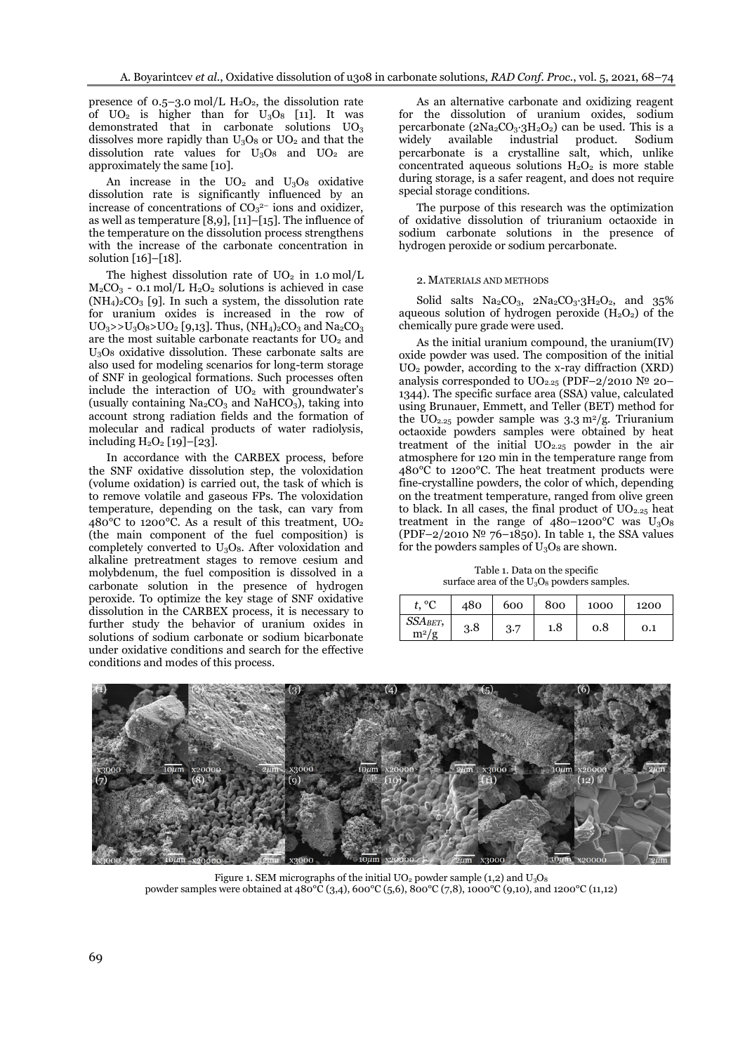presence of 0.5–3.0 mol/L $H_2O_2$, the dissolution rate of $UO_2$ is higher than for $U_3O_8$ [11]. It was demonstrated that in carbonate solutions $UO_3$ dissolves more rapidly than $U_3O_8$ or $UO_2$ and that the dissolution rate values for $U_3O_8$ and $UO_2$ are approximately the same [10].

An increase in the $UO_2$ and $U_3O_8$ oxidative dissolution rate is significantly influenced by an increase of concentrations of $CO_3^{2-}$ ions and oxidizer, as well as temperature [8,9], [11]–[15]. The influence of the temperature on the dissolution process strengthens with the increase of the carbonate concentration in solution [16]–[18].

The highest dissolution rate of $UO_2$ in 1.0 mol/L $M_2CO_3$ - 0.1 mol/L $H_2O_2$ solutions is achieved in case $(NH_4)_2CO_3$ [9]. In such a system, the dissolution rate for uranium oxides is increased in the row of $UO_3 >> U_3O_8 > UO_2$ [9,13]. Thus, $(NH_4)_2CO_3$ and $Na_2CO_3$ are the most suitable carbonate reactants for $UO_2$ and $U_3O_8$ oxidative dissolution. These carbonate salts are also used for modeling scenarios for long-term storage of SNF in geological formations. Such processes often include the interaction of $UO_2$ with groundwater's (usually containing $Na_2CO_3$ and $NaHCO_3$), taking into account strong radiation fields and the formation of molecular and radical products of water radiolysis, including $H_2O_2$ [19]–[23].

In accordance with the CARBEX process, before the SNF oxidative dissolution step, the voloxidation (volume oxidation) is carried out, the task of which is to remove volatile and gaseous FPs. The voloxidation temperature, depending on the task, can vary from 480°C to 1200°C. As a result of this treatment, $UO_2$ (the main component of the fuel composition) is completely converted to $U_3O_8$. After voloxidation and alkaline pretreatment stages to remove cesium and molybdenum, the fuel composition is dissolved in a carbonate solution in the presence of hydrogen peroxide. To optimize the key stage of SNF oxidative dissolution in the CARBEX process, it is necessary to further study the behavior of uranium oxides in solutions of sodium carbonate or sodium bicarbonate under oxidative conditions and search for the effective conditions and modes of this process.

As an alternative carbonate and oxidizing reagent for the dissolution of uranium oxides, sodium percarbonate ($2Na_2CO_3 \cdot 3H_2O_2$) can be used. This is a widely available industrial product. Sodium percarbonate is a crystalline salt, which, unlike concentrated aqueous solutions $H_2O_2$ is more stable during storage, is a safer reagent, and does not require special storage conditions.

The purpose of this research was the optimization of oxidative dissolution of triuranium octaoxide in sodium carbonate solutions in the presence of hydrogen peroxide or sodium percarbonate.

## 2. Materials and methods

Solid salts $Na_2CO_3$, $2Na_2CO_3 \cdot 3H_2O_2$, and 35% aqueous solution of hydrogen peroxide ($H_2O_2$) of the chemically pure grade were used.

As the initial uranium compound, the uranium(IV) oxide powder was used. The composition of the initial $UO_2$ powder, according to the x-ray diffraction (XRD) analysis corresponded to $UO_{2.25}$ (PDF–2/2010 № 20–1344). The specific surface area (SSA) value, calculated using Brunauer, Emmett, and Teller (BET) method for the $UO_{2.25}$ powder sample was 3.3 m²/g. Triuranium octaoxide powders samples were obtained by heat treatment of the initial $UO_{2.25}$ powder in the air atmosphere for 120 min in the temperature range from 480°C to 1200°C. The heat treatment products were fine-crystalline powders, the color of which, depending on the treatment temperature, ranged from olive green to black. In all cases, the final product of $UO_{2.25}$ heat treatment in the range of 480–1200°C was $U_3O_8$ (PDF–2/2010 № 76–1850). In table 1, the SSA values for the powders samples of $U_3O_8$ are shown.

Table 1. Data on the specific surface area of the $U_3O_8$ powders samples.

| $t$, °C | 480 | 600 | 800 | 1000 | 1200 |
|---|---|---|---|---|---|
| $SSA_{BET}$, m²/g | 3.8 | 3.7 | 1.8 | 0.8 | 0.1 |

Figure 1. SEM micrographs of the initial $UO_2$ powder sample (1,2) and $U_3O_8$ powder samples were obtained at 480°C (3,4), 600°C (5,6), 800°C (7,8), 1000°C (9,10), and 1200°C (11,12)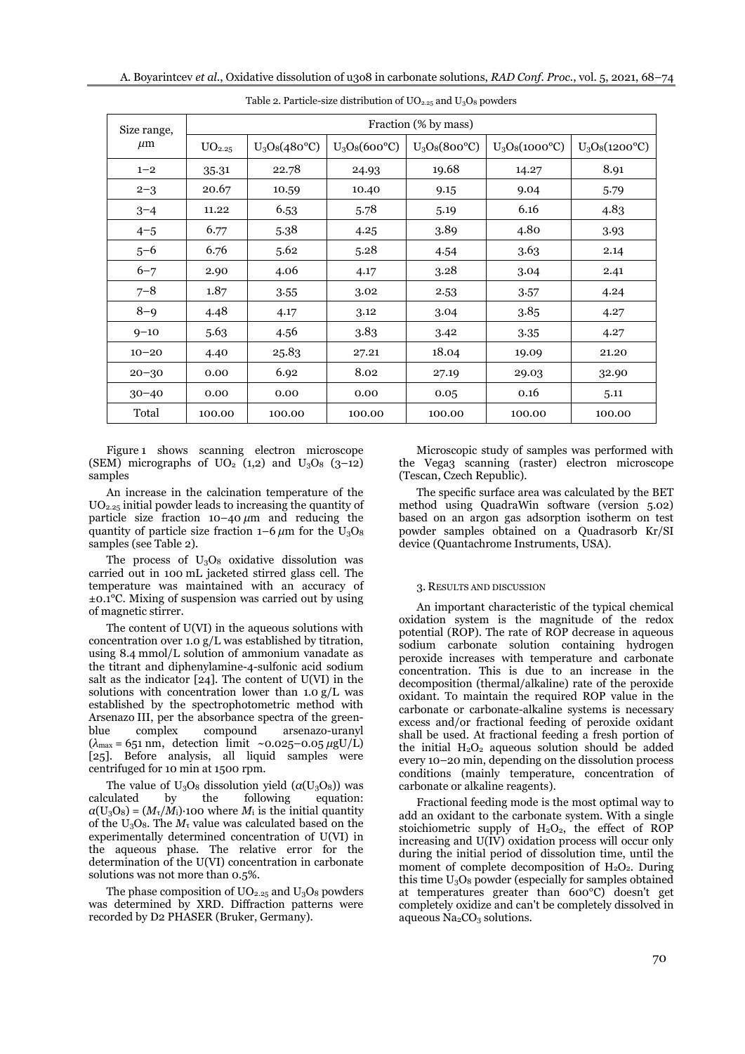Table 2. Particle-size distribution of $UO_{2.25}$ and $U_3O_8$ powders

| Size range, $\mu$m | Fraction (% by mass) | | | | | |
|---|---|---|---|---|---|---|
| | $UO_{2.25}$ | $U_3O_8$(480°C) | $U_3O_8$(600°C) | $U_3O_8$(800°C) | $U_3O_8$(1000°C) | $U_3O_8$(1200°C) |
| 1–2 | 35.31 | 22.78 | 24.93 | 19.68 | 14.27 | 8.91 |
| 2–3 | 20.67 | 10.59 | 10.40 | 9.15 | 9.04 | 5.79 |
| 3–4 | 11.22 | 6.53 | 5.78 | 5.19 | 6.16 | 4.83 |
| 4–5 | 6.77 | 5.38 | 4.25 | 3.89 | 4.80 | 3.93 |
| 5–6 | 6.76 | 5.62 | 5.28 | 4.54 | 3.63 | 2.14 |
| 6–7 | 2.90 | 4.06 | 4.17 | 3.28 | 3.04 | 2.41 |
| 7–8 | 1.87 | 3.55 | 3.02 | 2.53 | 3.57 | 4.24 |
| 8–9 | 4.48 | 4.17 | 3.12 | 3.04 | 3.85 | 4.27 |
| 9–10 | 5.63 | 4.56 | 3.83 | 3.42 | 3.35 | 4.27 |
| 10–20 | 4.40 | 25.83 | 27.21 | 18.04 | 19.09 | 21.20 |
| 20–30 | 0.00 | 6.92 | 8.02 | 27.19 | 29.03 | 32.90 |
| 30–40 | 0.00 | 0.00 | 0.00 | 0.05 | 0.16 | 5.11 |
| Total | 100.00 | 100.00 | 100.00 | 100.00 | 100.00 | 100.00 |

Figure 1 shows scanning electron microscope (SEM) micrographs of $UO_2$ (1,2) and $U_3O_8$ (3–12) samples

An increase in the calcination temperature of the $UO_{2.25}$ initial powder leads to increasing the quantity of particle size fraction 10–40 $\mu$m and reducing the quantity of particle size fraction 1–6 $\mu$m for the $U_3O_8$ samples (see Table 2).

The process of $U_3O_8$ oxidative dissolution was carried out in 100 mL jacketed stirred glass cell. The temperature was maintained with an accuracy of ±0.1°C. Mixing of suspension was carried out by using of magnetic stirrer.

The content of U(VI) in the aqueous solutions with concentration over 1.0 g/L was established by titration, using 8.4 mmol/L solution of ammonium vanadate as the titrant and diphenylamine-4-sulfonic acid sodium salt as the indicator [24]. The content of U(VI) in the solutions with concentration lower than 1.0 g/L was established by the spectrophotometric method with Arsenazo III, per the absorbance spectra of the green-blue complex compound arsenazo-uranyl ($\lambda_{max}$ = 651 nm, detection limit ~0.025–0.05 $\mu$gU/L) [25]. Before analysis, all liquid samples were centrifuged for 10 min at 1500 rpm.

The value of $U_3O_8$ dissolution yield ($\alpha(U_3O_8)$) was calculated by the following equation: $\alpha(U_3O_8) = (M_\tau/M_i)\cdot 100$ where $M_i$ is the initial quantity of the $U_3O_8$. The $M_\tau$ value was calculated based on the experimentally determined concentration of U(VI) in the aqueous phase. The relative error for the determination of the U(VI) concentration in carbonate solutions was not more than 0.5%.

The phase composition of $UO_{2.25}$ and $U_3O_8$ powders was determined by XRD. Diffraction patterns were recorded by D2 PHASER (Bruker, Germany).

Microscopic study of samples was performed with the Vega3 scanning (raster) electron microscope (Tescan, Czech Republic).

The specific surface area was calculated by the BET method using QuadraWin software (version 5.02) based on an argon gas adsorption isotherm on test powder samples obtained on a Quadrasorb Kr/SI device (Quantachrome Instruments, USA).

## 3. Results and discussion

An important characteristic of the typical chemical oxidation system is the magnitude of the redox potential (ROP). The rate of ROP decrease in aqueous sodium carbonate solution containing hydrogen peroxide increases with temperature and carbonate concentration. This is due to an increase in the decomposition (thermal/alkaline) rate of the peroxide oxidant. To maintain the required ROP value in the carbonate or carbonate-alkaline systems is necessary excess and/or fractional feeding of peroxide oxidant shall be used. At fractional feeding a fresh portion of the initial $H_2O_2$ aqueous solution should be added every 10–20 min, depending on the dissolution process conditions (mainly temperature, concentration of carbonate or alkaline reagents).

Fractional feeding mode is the most optimal way to add an oxidant to the carbonate system. With a single stoichiometric supply of $H_2O_2$, the effect of ROP increasing and U(IV) oxidation process will occur only during the initial period of dissolution time, until the moment of complete decomposition of $H_2O_2$. During this time $U_3O_8$ powder (especially for samples obtained at temperatures greater than 600°C) doesn't get completely oxidize and can't be completely dissolved in aqueous $Na_2CO_3$ solutions.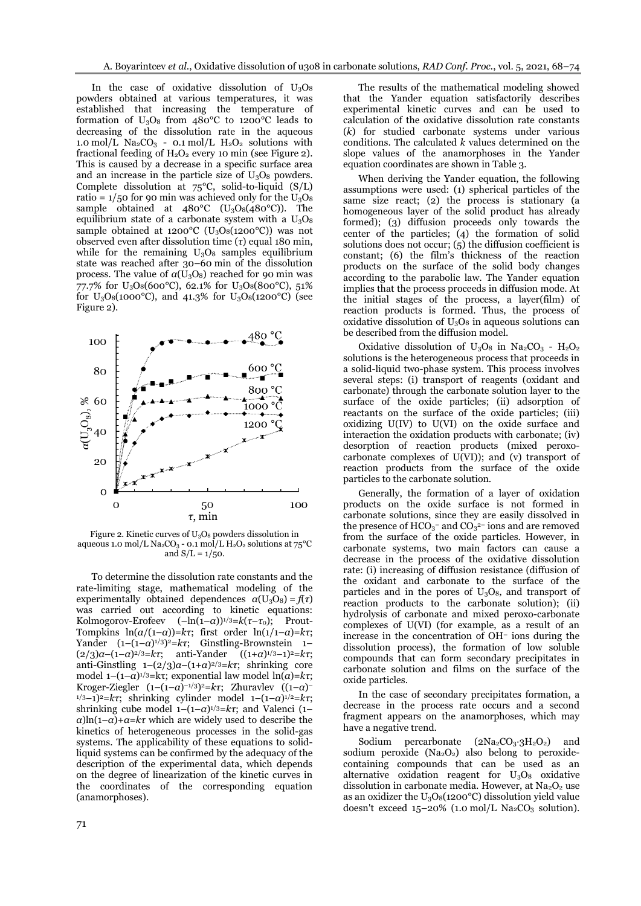In the case of oxidative dissolution of $U_3O_8$ powders obtained at various temperatures, it was established that increasing the temperature of formation of $U_3O_8$ from 480°C to 1200°C leads to decreasing of the dissolution rate in the aqueous 1.0 mol/L $Na_2CO_3$ - 0.1 mol/L $H_2O_2$ solutions with fractional feeding of $H_2O_2$ every 10 min (see Figure 2). This is caused by a decrease in a specific surface area and an increase in the particle size of $U_3O_8$ powders. Complete dissolution at 75°C, solid-to-liquid (S/L) ratio = 1/50 for 90 min was achieved only for the $U_3O_8$ sample obtained at 480°C ($U_3O_8$(480°C)). The equilibrium state of a carbonate system with a $U_3O_8$ sample obtained at 1200°C ($U_3O_8$(1200°C)) was not observed even after dissolution time ($\tau$) equal 180 min, while for the remaining $U_3O_8$ samples equilibrium state was reached after 30–60 min of the dissolution process. The value of $\alpha(U_3O_8)$ reached for 90 min was 77.7% for $U_3O_8$(600°C), 62.1% for $U_3O_8$(800°C), 51% for $U_3O_8$(1000°C), and 41.3% for $U_3O_8$(1200°C) (see Figure 2).

Figure 2. Kinetic curves of $U_3O_8$ powders dissolution in aqueous 1.0 mol/L $Na_2CO_3$ - 0.1 mol/L $H_2O_2$ solutions at 75°C and S/L = 1/50.

To determine the dissolution rate constants and the rate-limiting stage, mathematical modeling of the experimentally obtained dependences $\alpha(U_3O_8) = f(\tau)$ was carried out according to kinetic equations: Kolmogorov-Erofeev $(-\ln(1-\alpha))^{1/3}=k(\tau-\tau_0)$; Prout-Tompkins $\ln(\alpha/(1-\alpha))=k\tau$; first order $\ln(1/1-\alpha)=k\tau$; Yander $(1-(1-\alpha)^{1/3})^2=k\tau$; Ginstling-Brownstein $1-(2/3)\alpha-(1-\alpha)^{2/3}=k\tau$; anti-Yander $((1+\alpha)^{1/3}-1)^2=k\tau$; anti-Ginstling $1-(2/3)\alpha-(1+\alpha)^{2/3}=k\tau$; shrinking core model $1-(1-\alpha)^{1/3}=k\tau$; exponential law model $\ln(\alpha)=k\tau$; Kroger-Ziegler $(1-(1-\alpha)^{-1/3})^2=k\tau$; Zhuravlev $((1-\alpha)^{-1/3}-1)^2=k\tau$; shrinking cylinder model $1-(1-\alpha)^{1/2}=k\tau$; shrinking cube model $1-(1-\alpha)^{1/3}=k\tau$; and Valenci $(1-\alpha)\ln(1-\alpha)+\alpha=k\tau$ which are widely used to describe the kinetics of heterogeneous processes in the solid-gas systems. The applicability of these equations to solid-liquid systems can be confirmed by the adequacy of the description of the experimental data, which depends on the degree of linearization of the kinetic curves in the coordinates of the corresponding equation (anamorphoses).

The results of the mathematical modeling showed that the Yander equation satisfactorily describes experimental kinetic curves and can be used to calculation of the oxidative dissolution rate constants ($k$) for studied carbonate systems under various conditions. The calculated $k$ values determined on the slope values of the anamorphoses in the Yander equation coordinates are shown in Table 3.

When deriving the Yander equation, the following assumptions were used: (1) spherical particles of the same size react; (2) the process is stationary (a homogeneous layer of the solid product has already formed); (3) diffusion proceeds only towards the center of the particles; (4) the formation of solid solutions does not occur; (5) the diffusion coefficient is constant; (6) the film's thickness of the reaction products on the surface of the solid body changes according to the parabolic law. The Yander equation implies that the process proceeds in diffusion mode. At the initial stages of the process, a layer(film) of reaction products is formed. Thus, the process of oxidative dissolution of $U_3O_8$ in aqueous solutions can be described from the diffusion model.

Oxidative dissolution of $U_3O_8$ in $Na_2CO_3$ - $H_2O_2$ solutions is the heterogeneous process that proceeds in a solid-liquid two-phase system. This process involves several steps: (i) transport of reagents (oxidant and carbonate) through the carbonate solution layer to the surface of the oxide particles; (ii) adsorption of reactants on the surface of the oxide particles; (iii) oxidizing U(IV) to U(VI) on the oxide surface and interaction the oxidation products with carbonate; (iv) desorption of reaction products (mixed peroxo-carbonate complexes of U(VI)); and (v) transport of reaction products from the surface of the oxide particles to the carbonate solution.

Generally, the formation of a layer of oxidation products on the oxide surface is not formed in carbonate solutions, since they are easily dissolved in the presence of $HCO_3^-$ and $CO_3^{2-}$ ions and are removed from the surface of the oxide particles. However, in carbonate systems, two main factors can cause a decrease in the process of the oxidative dissolution rate: (i) increasing of diffusion resistance (diffusion of the oxidant and carbonate to the surface of the particles and in the pores of $U_3O_8$, and transport of reaction products to the carbonate solution); (ii) hydrolysis of carbonate and mixed peroxo-carbonate complexes of U(VI) (for example, as a result of an increase in the concentration of $OH^-$ ions during the dissolution process), the formation of low soluble compounds that can form secondary precipitates in carbonate solution and films on the surface of the oxide particles.

In the case of secondary precipitates formation, a decrease in the process rate occurs and a second fragment appears on the anamorphoses, which may have a negative trend.

Sodium percarbonate ($2Na_2CO_3{\cdot}3H_2O_2$) and sodium peroxide ($Na_2O_2$) also belong to peroxide-containing compounds that can be used as an alternative oxidation reagent for $U_3O_8$ oxidative dissolution in carbonate media. However, at $Na_2O_2$ use as an oxidizer the $U_3O_8$(1200°C) dissolution yield value doesn't exceed 15–20% (1.0 mol/L $Na_2CO_3$ solution).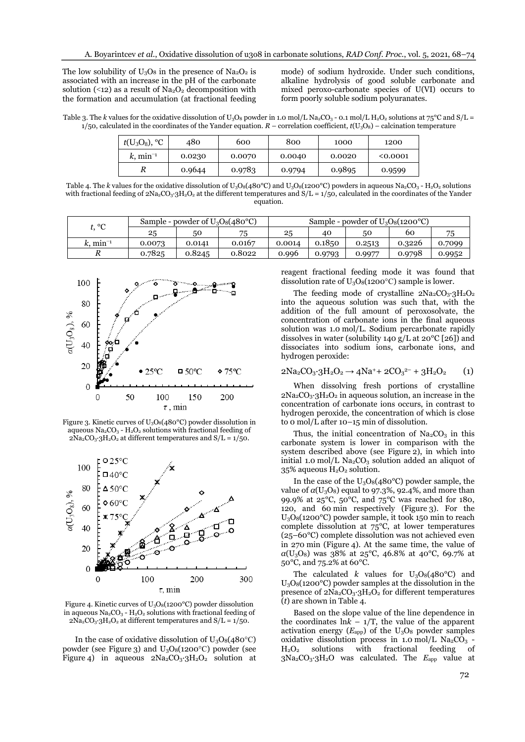The low solubility of $U_3O_8$ in the presence of $Na_2O_2$ is associated with an increase in the pH of the carbonate solution (<12) as a result of $Na_2O_2$ decomposition with the formation and accumulation (at fractional feeding mode) of sodium hydroxide. Under such conditions, alkaline hydrolysis of good soluble carbonate and mixed peroxo-carbonate species of U(VI) occurs to form poorly soluble sodium polyuranates.

Table 3. The *k* values for the oxidative dissolution of $U_3O_8$ powder in 1.0 mol/L $Na_2CO_3$ - 0.1 mol/L $H_2O_2$ solutions at 75°C and S/L = 1/50, calculated in the coordinates of the Yander equation. *R* – correlation coefficient, $t(U_3O_8)$ – calcination temperature

| $t(U_3O_8)$, °C | 480 | 600 | 800 | 1000 | 1200 |
|---|---|---|---|---|---|
| $k$, min$^{-1}$ | 0.0230 | 0.0070 | 0.0040 | 0.0020 | <0.0001 |
| $R$ | 0.9644 | 0.9783 | 0.9794 | 0.9895 | 0.9599 |

Table 4. The *k* values for the oxidative dissolution of $U_3O_8$(480°C) and $U_3O_8$(1200°C) powders in aqueous $Na_2CO_3$ - $H_2O_2$ solutions with fractional feeding of $2Na_2CO_3{\cdot}3H_2O_2$ at the different temperatures and S/L = 1/50, calculated in the coordinates of the Yander equation.

| $t$, °C | Sample - powder of $U_3O_8$(480°C) | | | Sample - powder of $U_3O_8$(1200°C) | | | | |
|---|---|---|---|---|---|---|---|---|
| | 25 | 50 | 75 | 25 | 40 | 50 | 60 | 75 |
| $k$, min$^{-1}$ | 0.0073 | 0.0141 | 0.0167 | 0.0014 | 0.1850 | 0.2513 | 0.3226 | 0.7099 |
| $R$ | 0.7825 | 0.8245 | 0.8022 | 0.996 | 0.9793 | 0.9977 | 0.9798 | 0.9952 |

Figure 3. Kinetic curves of $U_3O_8$(480°C) powder dissolution in aqueous $Na_2CO_3$ - $H_2O_2$ solutions with fractional feeding of $2Na_2CO_3{\cdot}3H_2O_2$ at different temperatures and S/L = 1/50.

Figure 4. Kinetic curves of $U_3O_8$(1200°C) powder dissolution in aqueous $Na_2CO_3$ - $H_2O_2$ solutions with fractional feeding of $2Na_2CO_3{\cdot}3H_2O_2$ at different temperatures and S/L = 1/50.

In the case of oxidative dissolution of $U_3O_8$(480°C) powder (see Figure 3) and $U_3O_8$(1200°C) powder (see Figure 4) in aqueous $2Na_2CO_3{\cdot}3H_2O_2$ solution at reagent fractional feeding mode it was found that dissolution rate of $U_3O_8$(1200°C) sample is lower.

The feeding mode of crystalline $2Na_2CO_3{\cdot}3H_2O_2$ into the aqueous solution was such that, with the addition of the full amount of peroxosolvate, the concentration of carbonate ions in the final aqueous solution was 1.0 mol/L. Sodium percarbonate rapidly dissolves in water (solubility 140 g/L at 20°C [26]) and dissociates into sodium ions, carbonate ions, and hydrogen peroxide:

$$2Na_2CO_3{\cdot}3H_2O_2 \rightarrow 4Na^{+} + 2CO_3^{2-} + 3H_2O_2 \qquad (1)$$

When dissolving fresh portions of crystalline $2Na_2CO_3{\cdot}3H_2O_2$ in aqueous solution, an increase in the concentration of carbonate ions occurs, in contrast to hydrogen peroxide, the concentration of which is close to 0 mol/L after 10–15 min of dissolution.

Thus, the initial concentration of $Na_2CO_3$ in this carbonate system is lower in comparison with the system described above (see Figure 2), in which into initial 1.0 mol/L $Na_2CO_3$ solution added an aliquot of 35% aqueous $H_2O_2$ solution.

In the case of the $U_3O_8$(480°C) powder sample, the value of $\alpha(U_3O_8)$ equal to 97.3%, 92.4%, and more than 99.9% at 25°C, 50°C, and 75°C was reached for 180, 120, and 60 min respectively (Figure 3). For the $U_3O_8$(1200°C) powder sample, it took 150 min to reach complete dissolution at 75°C, at lower temperatures (25–60°C) complete dissolution was not achieved even in 270 min (Figure 4). At the same time, the value of $\alpha(U_3O_8)$ was 38% at 25°C, 46.8% at 40°C, 69.7% at 50°C, and 75.2% at 60°C.

The calculated $k$ values for $U_3O_8$(480°C) and $U_3O_8$(1200°C) powder samples at the dissolution in the presence of $2Na_2CO_3{\cdot}3H_2O_2$ for different temperatures ($t$) are shown in Table 4.

Based on the slope value of the line dependence in the coordinates $\ln k$ – $1/T$, the value of the apparent activation energy ($E_{app}$) of the $U_3O_8$ powder samples oxidative dissolution process in 1.0 mol/L $Na_2CO_3$ - $H_2O_2$ solutions with fractional feeding of $3Na_2CO_3{\cdot}3H_2O$ was calculated. The $E_{app}$ value at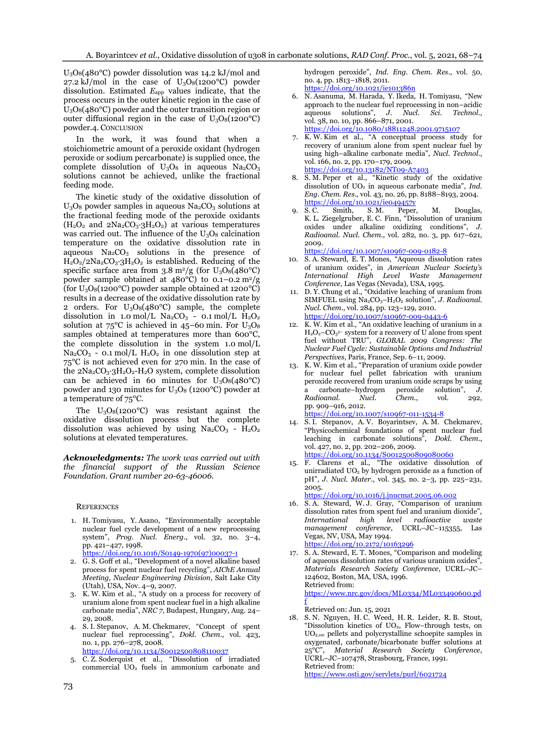$U_3O_8$(480°C) powder dissolution was 14.2 kJ/mol and 27.2 kJ/mol in the case of $U_3O_8$(1200°C) powder dissolution. Estimated $E_{app}$ values indicate, that the process occurs in the outer kinetic region in the case of $U_3O_8$(480°C) powder and the outer transition region or outer diffusional region in the case of $U_3O_8$(1200°C) powder.

## 4. Conclusion

In the work, it was found that when a stoichiometric amount of a peroxide oxidant (hydrogen peroxide or sodium percarbonate) is supplied once, the complete dissolution of $U_3O_8$ in aqueous $Na_2CO_3$ solutions cannot be achieved, unlike the fractional feeding mode.

The kinetic study of the oxidative dissolution of $U_3O_8$ powder samples in aqueous $Na_2CO_3$ solutions at the fractional feeding mode of the peroxide oxidants ($H_2O_2$ and $2Na_2CO_3{\cdot}3H_2O_2$) at various temperatures was carried out. The influence of the $U_3O_8$ calcination temperature on the oxidative dissolution rate in aqueous $Na_2CO_3$ solutions in the presence of $H_2O_2/2Na_2CO_3{\cdot}3H_2O_2$ is established. Reducing of the specific surface area from 3.8 m²/g (for $U_3O_8$(480°C) powder sample obtained at 480°C) to 0.1–0.2 m²/g (for $U_3O_8$(1200°C) powder sample obtained at 1200°C) results in a decrease of the oxidative dissolution rate by 2 orders. For $U_3O_8$(480°C) sample, the complete dissolution in 1.0 mol/L $Na_2CO_3$ - 0.1 mol/L $H_2O_2$ solution at 75°C is achieved in 45–60 min. For $U_3O_8$ samples obtained at temperatures more than 600°C, the complete dissolution in the system 1.0 mol/L $Na_2CO_3$ - 0.1 mol/L $H_2O_2$ in one dissolution step at 75°C is not achieved even for 270 min. In the case of the $2Na_2CO_3{\cdot}3H_2O_2$-$H_2O$ system, complete dissolution can be achieved in 60 minutes for $U_3O_8$(480°C) powder and 130 minutes for $U_3O_8$ (1200°C) powder at a temperature of 75°C.

The $U_3O_8$(1200°C) was resistant against the oxidative dissolution process but the complete dissolution was achieved by using $Na_2CO_3$ - $H_2O_2$ solutions at elevated temperatures.

***Acknowledgments:*** *The work was carried out with the financial support of the Russian Science Foundation. Grant number 20-63-46006.*

## References

1. H. Tomiyasu, Y. Asano, "Environmentally acceptable nuclear fuel cycle development of a new reprocessing system", *Prog. Nucl. Energ.*, vol. 32, no. 3–4, pp. 421–427, 1998. https://doi.org/10.1016/S0149-1970(97)00037-1
2. G. S. Goff et al., "Development of a novel alkaline based process for spent nuclear fuel recycling", *AIChE Annual Meeting, Nuclear Engineering Division*, Salt Lake City (Utah), USA, Nov. 4–9, 2007.
3. K. W. Kim et al., "A study on a process for recovery of uranium alone from spent nuclear fuel in a high alkaline carbonate media", *NRC 7*, Budapest, Hungary, Aug. 24–29, 2008.
4. S. I. Stepanov, A. M. Chekmarev, "Concept of spent nuclear fuel reprocessing", *Dokl. Chem.*, vol. 423, no. 1, pp. 276–278, 2008. https://doi.org/10.1134/S0012500808110037
5. C. Z. Soderquist et al., "Dissolution of irradiated commercial $UO_2$ fuels in ammonium carbonate and hydrogen peroxide", *Ind. Eng. Chem. Res.*, vol. 50, no. 4, pp. 1813–1818, 2011. https://doi.org/10.1021/ie101386n
6. N. Asanuma, M. Harada, Y. Ikeda, H. Tomiyasu, "New approach to the nuclear fuel reprocessing in non–acidic aqueous solutions", *J. Nucl. Sci. Technol.*, vol. 38, no. 10, pp. 866–871, 2001. https://doi.org/10.1080/18811248.2001.9715107
7. K. W. Kim et al., "A conceptual process study for recovery of uranium alone from spent nuclear fuel by using high–alkaline carbonate media", *Nucl. Technol.*, vol. 166, no. 2, pp. 170–179, 2009. https://doi.org/10.13182/NT09-A7403
8. S. M. Peper et al., "Kinetic study of the oxidative dissolution of $UO_2$ in aqueous carbonate media", *Ind. Eng. Chem. Res.*, vol. 43, no. 26, pp. 8188–8193, 2004. https://doi.org/10.1021/ie049457y
9. S. C. Smith, S. M. Peper, M. Douglas, K. L. Ziegelgruber, E. C. Finn, "Dissolution of uranium oxides under alkaline oxidizing conditions", *J. Radioanal. Nucl. Chem.*, vol. 282, no. 3, pp. 617–621, 2009. https://doi.org/10.1007/s10967-009-0182-8
10. S. A. Steward, E. T. Mones, "Aqueous dissolution rates of uranium oxides", in *American Nuclear Society's International High Level Waste Management Conference*, Las Vegas (Nevada), USA, 1995.
11. D. Y. Chung et al., "Oxidative leaching of uranium from SIMFUEL using $Na_2CO_3$–$H_2O_2$ solution", *J. Radioanal. Nucl. Chem.*, vol. 284, pp. 123–129, 2010. https://doi.org/10.1007/s10967-009-0443-6
12. K. W. Kim et al., "An oxidative leaching of uranium in a $H_2O_2$–$CO_3^{2-}$ system for a recovery of U alone from spent fuel without TRU", *GLOBAL 2009 Congress: The Nuclear Fuel Cycle: Sustainable Options and Industrial Perspectives*, Paris, France, Sep. 6–11, 2009.
13. K. W. Kim et al., "Preparation of uranium oxide powder for nuclear fuel pellet fabrication with uranium peroxide recovered from uranium oxide scraps by using a carbonate–hydrogen peroxide solution", *J. Radioanal. Nucl. Chem.*, vol. 292, pp. 909–916, 2012. https://doi.org/10.1007/s10967-011-1534-8
14. S. I. Stepanov, A. V. Boyarintsev, A. M. Chekmarev, "Physicochemical foundations of spent nuclear fuel leaching in carbonate solutions", *Dokl. Chem.*, vol. 427, no. 2, pp. 202–206, 2009. https://doi.org/10.1134/S0012500809080060
15. F. Clarens et al., "The oxidative dissolution of unirradiated $UO_2$ by hydrogen peroxide as a function of pH", *J. Nucl. Mater.*, vol. 345, no. 2–3, pp. 225–231, 2005. https://doi.org/10.1016/j.jnucmat.2005.06.002
16. S. A. Steward, W. J. Gray, "Comparison of uranium dissolution rates from spent fuel and uranium dioxide", *International high level radioactive waste management conference*, UCRL–JC–115355, Las Vegas, NV, USA, May 1994. https://doi.org/10.2172/10163296
17. S. A. Steward, E. T. Mones, "Comparison and modeling of aqueous dissolution rates of various uranium oxides", *Materials Research Society Conference*, UCRL–JC–124602, Boston, MA, USA, 1996. Retrieved from: https://www.nrc.gov/docs/ML0334/ML033490600.pdf Retrieved on: Jun. 15, 2021
18. S. N. Nguyen, H. C. Weed, H. R. Leider, R. B. Stout, "Dissolution kinetics of $UO_2$, Flow–through tests, on $UO_{2.00}$ pellets and polycrystalline schoepite samples in oxygenated, carbonate/bicarbonate buffer solutions at 25°C", *Material Research Society Conference*, UCRL–JC–107478, Strasbourg, France, 1991. Retrieved from: https://www.osti.gov/servlets/purl/6021724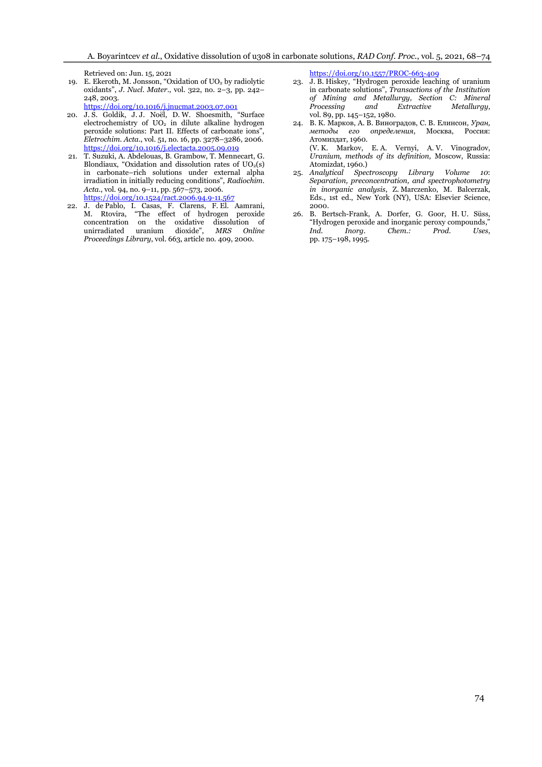Retrieved on: Jun. 15, 2021

19. E. Ekeroth, M. Jonsson, "Oxidation of $UO_2$ by radiolytic oxidants", *J. Nucl. Mater.*, vol. 322, no. 2–3, pp. 242–248, 2003.
https://doi.org/10.1016/j.jnucmat.2003.07.001
20. J. S. Goldik, J. J. Noël, D. W. Shoesmith, "Surface electrochemistry of $UO_2$ in dilute alkaline hydrogen peroxide solutions: Part II. Effects of carbonate ions", *Eletrochim. Acta.*, vol. 51, no. 16, pp. 3278–3286, 2006.
https://doi.org/10.1016/j.electacta.2005.09.019
21. T. Suzuki, A. Abdelouas, B. Grambow, T. Mennecart, G. Blondiaux, "Oxidation and dissolution rates of $UO_2$(s) in carbonate–rich solutions under external alpha irradiation in initially reducing conditions", *Radiochim. Acta.*, vol. 94, no. 9–11, pp. 567–573, 2006.
https://doi.org/10.1524/ract.2006.94.9-11.567
22. J. de Pablo, I. Casas, F. Clarens, F. El. Aamrani, M. Rtovira, "The effect of hydrogen peroxide concentration on the oxidative dissolution of unirradiated uranium dioxide", *MRS Online Proceedings Library*, vol. 663, article no. 409, 2000.
https://doi.org/10.1557/PROC-663-409
23. J. B. Hiskey, "Hydrogen peroxide leaching of uranium in carbonate solutions", *Transactions of the Institution of Mining and Metallurgy, Section C: Mineral Processing and Extractive Metallurgy*, vol. 89, pp. 145–152, 1980.
24. В. К. Марков, А. В. Виноградов, С. В. Елинсон, *Уран, методы его определения*, Москва, Россия: Атомиздат, 1960.
(V. K. Markov, E. A. Vernyi, A. V. Vinogradov, *Uranium, methods of its definition,* Moscow, Russia: Atomizdat, 1960.)
25. *Analytical Spectroscopy Library Volume 10*: *Separation, preconcentration, and spectrophotometry in inorganic analysis*, Z. Marczenko, M. Balcerzak, Eds., 1st ed., New York (NY), USA: Elsevier Science, 2000.
26. B. Bertsch-Frank, A. Dorfer, G. Goor, H. U. Süss, "Hydrogen peroxide and inorganic peroxy compounds," *Ind. Inorg. Chem.: Prod. Uses*, pp. 175–198, 1995.